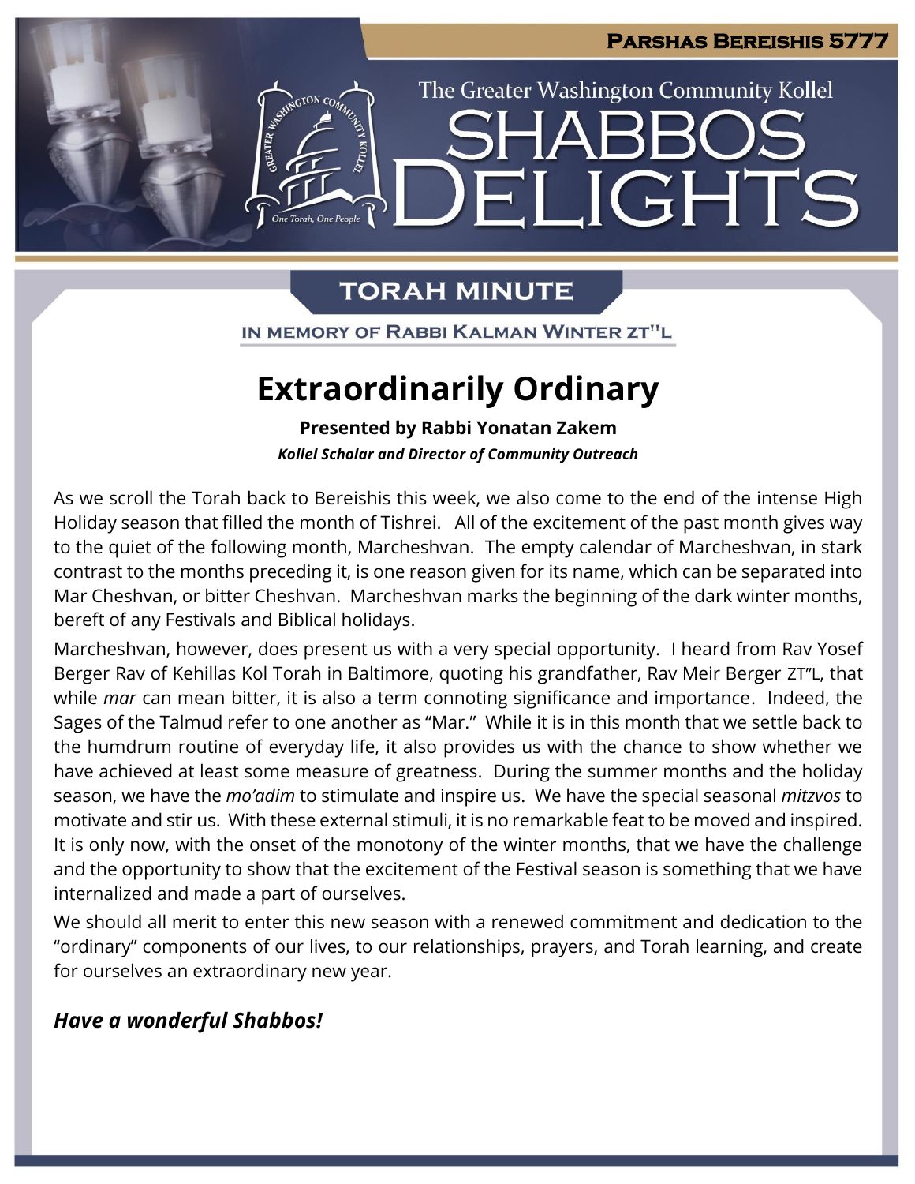Parshas Bereishis 5777

The Greater Washington Community Kollel

# SHABBOS DELIGHTS

## TORAH MINUTE

IN MEMORY OF RABBI KALMAN WINTER ZT"L

# Extraordinarily Ordinary

**Presented by Rabbi Yonatan Zakem**

***Kollel Scholar and Director of Community Outreach***

As we scroll the Torah back to Bereishis this week, we also come to the end of the intense High Holiday season that filled the month of Tishrei. All of the excitement of the past month gives way to the quiet of the following month, Marcheshvan. The empty calendar of Marcheshvan, in stark contrast to the months preceding it, is one reason given for its name, which can be separated into Mar Cheshvan, or bitter Cheshvan. Marcheshvan marks the beginning of the dark winter months, bereft of any Festivals and Biblical holidays.

Marcheshvan, however, does present us with a very special opportunity. I heard from Rav Yosef Berger Rav of Kehillas Kol Torah in Baltimore, quoting his grandfather, Rav Meir Berger ZT"L, that while *mar* can mean bitter, it is also a term connoting significance and importance. Indeed, the Sages of the Talmud refer to one another as "Mar." While it is in this month that we settle back to the humdrum routine of everyday life, it also provides us with the chance to show whether we have achieved at least some measure of greatness. During the summer months and the holiday season, we have the *mo'adim* to stimulate and inspire us. We have the special seasonal *mitzvos* to motivate and stir us. With these external stimuli, it is no remarkable feat to be moved and inspired. It is only now, with the onset of the monotony of the winter months, that we have the challenge and the opportunity to show that the excitement of the Festival season is something that we have internalized and made a part of ourselves.

We should all merit to enter this new season with a renewed commitment and dedication to the "ordinary" components of our lives, to our relationships, prayers, and Torah learning, and create for ourselves an extraordinary new year.

***Have a wonderful Shabbos!***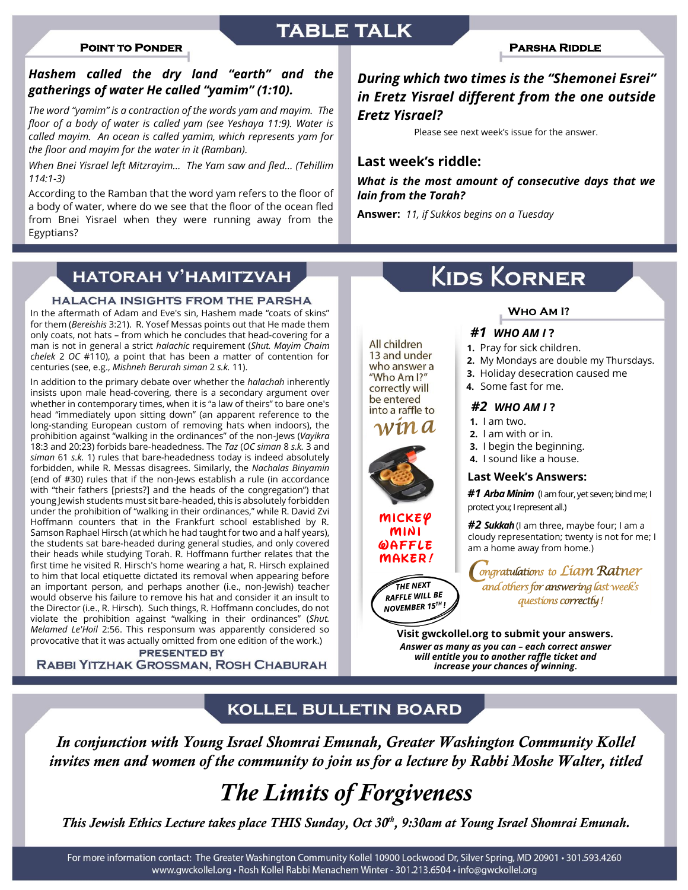# TABLE TALK

## Point to Ponder

***Hashem called the dry land "earth" and the gatherings of water He called "yamim" (1:10).***

*The word "yamim" is a contraction of the words yam and mayim. The floor of a body of water is called yam (see Yeshaya 11:9). Water is called mayim. An ocean is called yamim, which represents yam for the floor and mayim for the water in it (Ramban).*

*When Bnei Yisrael left Mitzrayim... The Yam saw and fled... (Tehillim 114:1-3)*

According to the Ramban that the word yam refers to the floor of a body of water, where do we see that the floor of the ocean fled from Bnei Yisrael when they were running away from the Egyptians?

## Parsha Riddle

***During which two times is the "Shemonei Esrei" in Eretz Yisrael different from the one outside Eretz Yisrael?***

Please see next week's issue for the answer.

### Last week's riddle:

***What is the most amount of consecutive days that we lain from the Torah?***

**Answer:** *11, if Sukkos begins on a Tuesday*

# HATORAH V'HAMITZVAH

## HALACHA INSIGHTS FROM THE PARSHA

In the aftermath of Adam and Eve's sin, Hashem made "coats of skins" for them (*Bereishis* 3:21). R. Yosef Messas points out that He made them only coats, not hats – from which he concludes that head-covering for a man is not in general a strict *halachic* requirement (*Shut. Mayim Chaim chelek* 2 *OC* #110), a point that has been a matter of contention for centuries (see, e.g., *Mishneh Berurah siman* 2 *s.k.* 11).

In addition to the primary debate over whether the *halachah* inherently insists upon male head-covering, there is a secondary argument over whether in contemporary times, when it is "a law of theirs" to bare one's head "immediately upon sitting down" (an apparent reference to the long-standing European custom of removing hats when indoors), the prohibition against "walking in the ordinances" of the non-Jews (*Vayikra* 18:3 and 20:23) forbids bare-headedness. The *Taz* (*OC siman* 8 *s.k.* 3 and *siman* 61 *s.k.* 1) rules that bare-headedness today is indeed absolutely forbidden, while R. Messas disagrees. Similarly, the *Nachalas Binyamin* (end of #30) rules that if the non-Jews establish a rule (in accordance with "their fathers [priests?] and the heads of the congregation") that young Jewish students must sit bare-headed, this is absolutely forbidden under the prohibition of "walking in their ordinances," while R. David Zvi Hoffmann counters that in the Frankfurt school established by R. Samson Raphael Hirsch (at which he had taught for two and a half years), the students sat bare-headed during general studies, and only covered their heads while studying Torah. R. Hoffmann further relates that the first time he visited R. Hirsch's home wearing a hat, R. Hirsch explained to him that local etiquette dictated its removal when appearing before an important person, and perhaps another (i.e., non-Jewish) teacher would observe his failure to remove his hat and consider it an insult to the Director (i.e., R. Hirsch). Such things, R. Hoffmann concludes, do not violate the prohibition against "walking in their ordinances" (*Shut. Melamed Le'Hoil* 2:56. This responsum was apparently considered so provocative that it was actually omitted from one edition of the work.)

**PRESENTED BY**
**RABBI YITZHAK GROSSMAN, ROSH CHABURAH**

# KIDS KORNER

All children 13 and under who answer a "Who Am I?" correctly will be entered into a raffle to *win a*

**MICKEY MINI WAFFLE MAKER!**

**THE NEXT RAFFLE WILL BE NOVEMBER 15TH!**

## Who Am I?

### #1 WHO AM I ?

1. Pray for sick children.
2. My Mondays are double my Thursdays.
3. Holiday desecration caused me
4. Some fast for me.

### #2 WHO AM I ?

1. I am two.
2. I am with or in.
3. I begin the beginning.
4. I sound like a house.

### Last Week's Answers:

***#1 Arba Minim*** (I am four, yet seven; bind me; I protect you; I represent all.)

***#2 Sukkah*** (I am three, maybe four; I am a cloudy representation; twenty is not for me; I am a home away from home.)

*Congratulations to Liam Ratner and others for answering last week's questions correctly!*

**Visit gwckollel.org to submit your answers.**

***Answer as many as you can – each correct answer will entitle you to another raffle ticket and increase your chances of winning.***

# KOLLEL BULLETIN BOARD

*In conjunction with Young Israel Shomrai Emunah, Greater Washington Community Kollel invites men and women of the community to join us for a lecture by Rabbi Moshe Walter, titled*

## *The Limits of Forgiveness*

*This Jewish Ethics Lecture takes place THIS Sunday, Oct 30th, 9:30am at Young Israel Shomrai Emunah.*

For more information contact: The Greater Washington Community Kollel 10900 Lockwood Dr, Silver Spring, MD 20901 • 301.593.4260
www.gwckollel.org • Rosh Kollel Rabbi Menachem Winter - 301.213.6504 • info@gwckollel.org